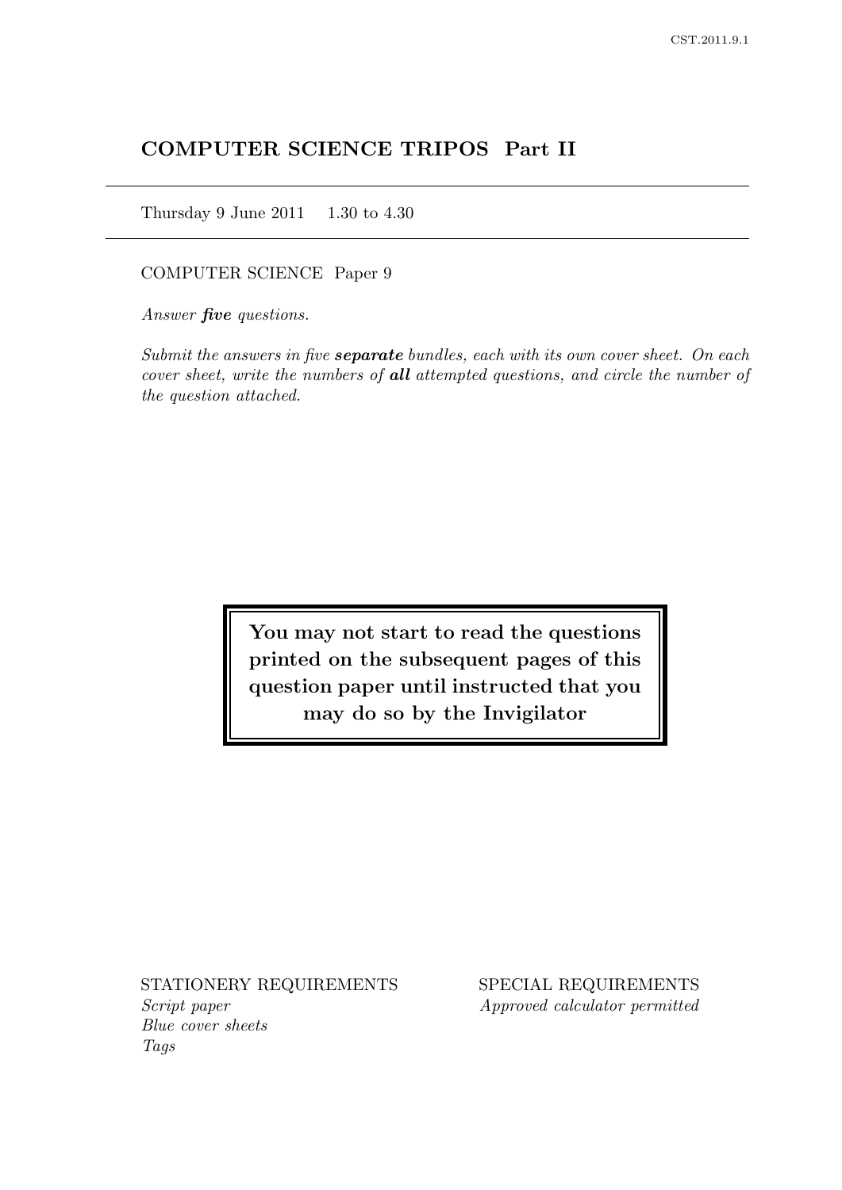# COMPUTER SCIENCE TRIPOS Part II

Thursday 9 June 2011 1.30 to 4.30

COMPUTER SCIENCE Paper 9

*Answer **five** questions.*

*Submit the answers in five **separate** bundles, each with its own cover sheet. On each cover sheet, write the numbers of **all** attempted questions, and circle the number of the question attached.*

**You may not start to read the questions printed on the subsequent pages of this question paper until instructed that you may do so by the Invigilator**

STATIONERY REQUIREMENTS
*Script paper*
*Blue cover sheets*
*Tags*

SPECIAL REQUIREMENTS
*Approved calculator permitted*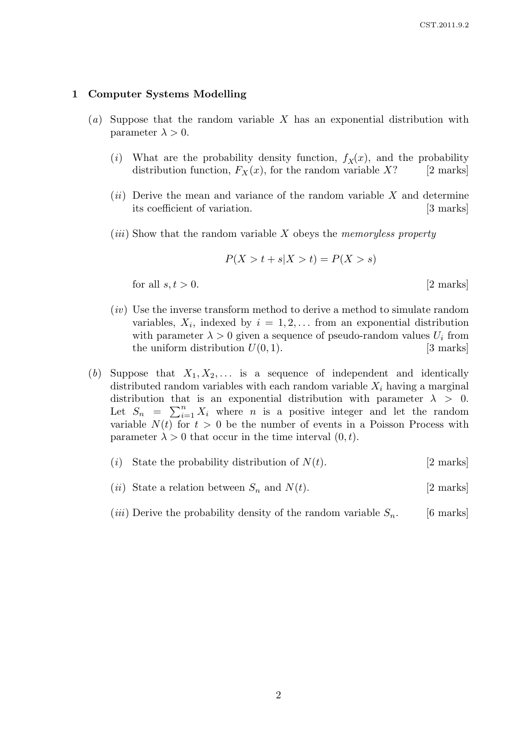## 1 Computer Systems Modelling

(*a*) Suppose that the random variable $X$ has an exponential distribution with parameter $\lambda > 0$.

(*i*) What are the probability density function, $f_X(x)$, and the probability distribution function, $F_X(x)$, for the random variable $X$? [2 marks]

(*ii*) Derive the mean and variance of the random variable $X$ and determine its coefficient of variation. [3 marks]

(*iii*) Show that the random variable $X$ obeys the *memoryless property*

$$P(X > t + s | X > t) = P(X > s)$$

for all $s, t > 0$. [2 marks]

(*iv*) Use the inverse transform method to derive a method to simulate random variables, $X_i$, indexed by $i = 1, 2, \dots$ from an exponential distribution with parameter $\lambda > 0$ given a sequence of pseudo-random values $U_i$ from the uniform distribution $U(0, 1)$. [3 marks]

(*b*) Suppose that $X_1, X_2, \dots$ is a sequence of independent and identically distributed random variables with each random variable $X_i$ having a marginal distribution that is an exponential distribution with parameter $\lambda > 0$. Let $S_n = \sum_{i=1}^{n} X_i$ where $n$ is a positive integer and let the random variable $N(t)$ for $t > 0$ be the number of events in a Poisson Process with parameter $\lambda > 0$ that occur in the time interval $(0, t)$.

(*i*) State the probability distribution of $N(t)$. [2 marks]

(*ii*) State a relation between $S_n$ and $N(t)$. [2 marks]

(*iii*) Derive the probability density of the random variable $S_n$. [6 marks]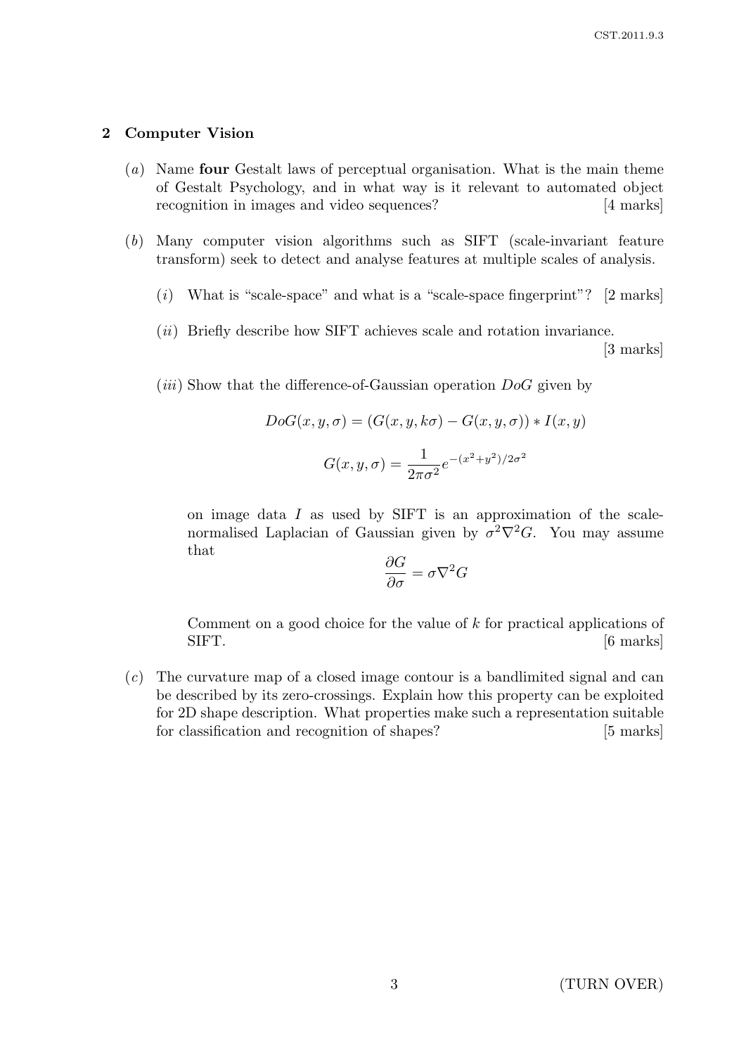## 2 Computer Vision

(*a*) Name **four** Gestalt laws of perceptual organisation. What is the main theme of Gestalt Psychology, and in what way is it relevant to automated object recognition in images and video sequences? [4 marks]

(*b*) Many computer vision algorithms such as SIFT (scale-invariant feature transform) seek to detect and analyse features at multiple scales of analysis.

(*i*) What is "scale-space" and what is a "scale-space fingerprint"? [2 marks]

(*ii*) Briefly describe how SIFT achieves scale and rotation invariance. [3 marks]

(*iii*) Show that the difference-of-Gaussian operation $DoG$ given by

$$DoG(x, y, \sigma) = (G(x, y, k\sigma) - G(x, y, \sigma)) * I(x, y)$$

$$G(x, y, \sigma) = \frac{1}{2\pi\sigma^2} e^{-(x^2+y^2)/2\sigma^2}$$

on image data $I$ as used by SIFT is an approximation of the scale-normalised Laplacian of Gaussian given by $\sigma^2 \nabla^2 G$. You may assume that

$$\frac{\partial G}{\partial \sigma} = \sigma \nabla^2 G$$

Comment on a good choice for the value of $k$ for practical applications of SIFT. [6 marks]

(*c*) The curvature map of a closed image contour is a bandlimited signal and can be described by its zero-crossings. Explain how this property can be exploited for 2D shape description. What properties make such a representation suitable for classification and recognition of shapes? [5 marks]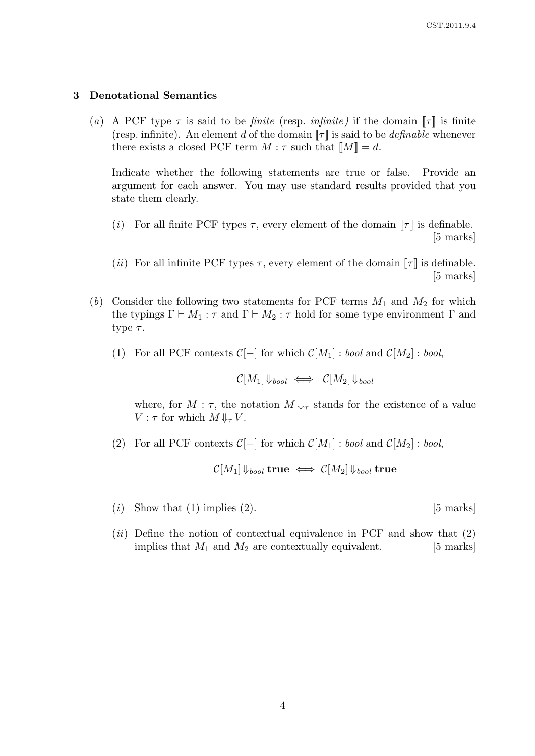## 3 Denotational Semantics

(*a*) A PCF type $\tau$ is said to be *finite* (resp. *infinite)* if the domain $[\![\tau]\!]$ is finite (resp. infinite). An element $d$ of the domain $[\![\tau]\!]$ is said to be *definable* whenever there exists a closed PCF term $M : \tau$ such that $[\![M]\!] = d$.

Indicate whether the following statements are true or false. Provide an argument for each answer. You may use standard results provided that you state them clearly.

(*i*) For all finite PCF types $\tau$, every element of the domain $[\![\tau]\!]$ is definable. [5 marks]

(*ii*) For all infinite PCF types $\tau$, every element of the domain $[\![\tau]\!]$ is definable. [5 marks]

(*b*) Consider the following two statements for PCF terms $M_1$ and $M_2$ for which the typings $\Gamma \vdash M_1 : \tau$ and $\Gamma \vdash M_2 : \tau$ hold for some type environment $\Gamma$ and type $\tau$.

(1) For all PCF contexts $\mathcal{C}[-]$ for which $\mathcal{C}[M_1] : bool$ and $\mathcal{C}[M_2] : bool$,

$$\mathcal{C}[M_1] \Downarrow_{bool} \iff \mathcal{C}[M_2] \Downarrow_{bool}$$

where, for $M : \tau$, the notation $M \Downarrow_\tau$ stands for the existence of a value $V : \tau$ for which $M \Downarrow_\tau V$.

(2) For all PCF contexts $\mathcal{C}[-]$ for which $\mathcal{C}[M_1] : bool$ and $\mathcal{C}[M_2] : bool$,

$$\mathcal{C}[M_1] \Downarrow_{bool} \mathbf{true} \iff \mathcal{C}[M_2] \Downarrow_{bool} \mathbf{true}$$

(*i*) Show that (1) implies (2). [5 marks]

(*ii*) Define the notion of contextual equivalence in PCF and show that (2) implies that $M_1$ and $M_2$ are contextually equivalent. [5 marks]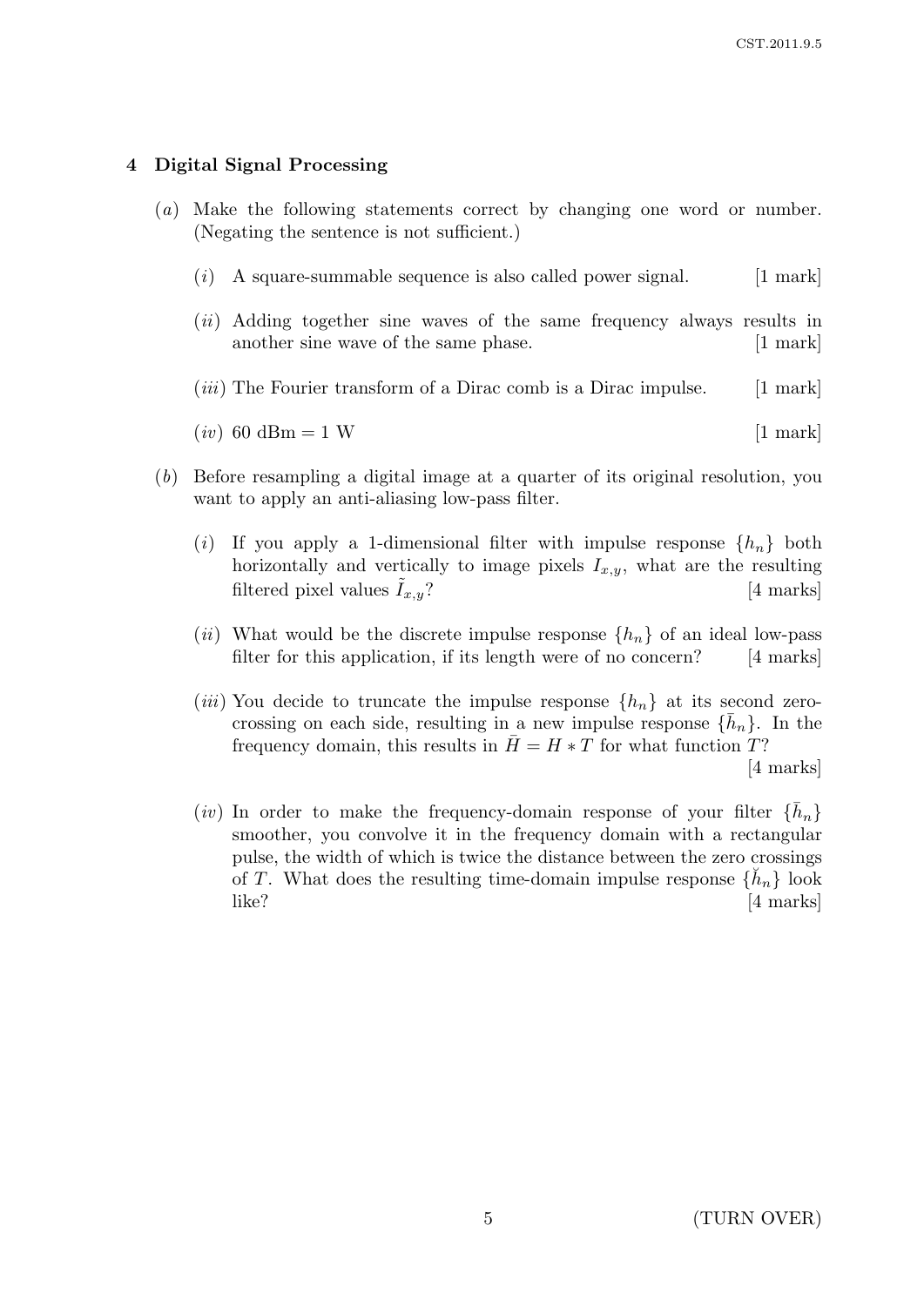## 4 Digital Signal Processing

(*a*) Make the following statements correct by changing one word or number. (Negating the sentence is not sufficient.)

(*i*) A square-summable sequence is also called power signal. [1 mark]

(*ii*) Adding together sine waves of the same frequency always results in another sine wave of the same phase. [1 mark]

(*iii*) The Fourier transform of a Dirac comb is a Dirac impulse. [1 mark]

(*iv*) 60 dBm = 1 W [1 mark]

(*b*) Before resampling a digital image at a quarter of its original resolution, you want to apply an anti-aliasing low-pass filter.

(*i*) If you apply a 1-dimensional filter with impulse response $\{h_n\}$ both horizontally and vertically to image pixels $I_{x,y}$, what are the resulting filtered pixel values $\tilde{I}_{x,y}$? [4 marks]

(*ii*) What would be the discrete impulse response $\{h_n\}$ of an ideal low-pass filter for this application, if its length were of no concern? [4 marks]

(*iii*) You decide to truncate the impulse response $\{h_n\}$ at its second zero-crossing on each side, resulting in a new impulse response $\{\bar{h}_n\}$. In the frequency domain, this results in $\bar{H} = H * T$ for what function $T$? [4 marks]

(*iv*) In order to make the frequency-domain response of your filter $\{\bar{h}_n\}$ smoother, you convolve it in the frequency domain with a rectangular pulse, the width of which is twice the distance between the zero crossings of $T$. What does the resulting time-domain impulse response $\{\check{h}_n\}$ look like? [4 marks]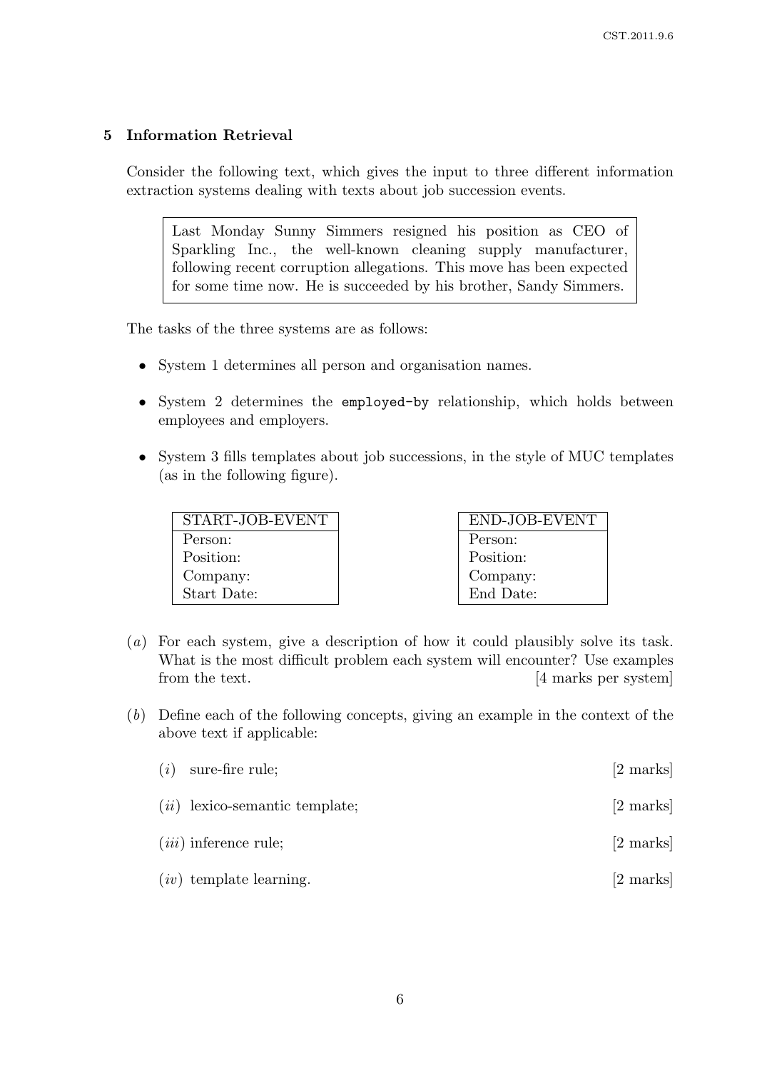## 5 Information Retrieval

Consider the following text, which gives the input to three different information extraction systems dealing with texts about job succession events.

> Last Monday Sunny Simmers resigned his position as CEO of Sparkling Inc., the well-known cleaning supply manufacturer, following recent corruption allegations. This move has been expected for some time now. He is succeeded by his brother, Sandy Simmers.

The tasks of the three systems are as follows:

- System 1 determines all person and organisation names.
- System 2 determines the `employed-by` relationship, which holds between employees and employers.
- System 3 fills templates about job successions, in the style of MUC templates (as in the following figure).

| START-JOB-EVENT |
| --- |
| Person: |
| Position: |
| Company: |
| Start Date: |

| END-JOB-EVENT |
| --- |
| Person: |
| Position: |
| Company: |
| End Date: |

(*a*) For each system, give a description of how it could plausibly solve its task. What is the most difficult problem each system will encounter? Use examples from the text. [4 marks per system]

(*b*) Define each of the following concepts, giving an example in the context of the above text if applicable:

(*i*) sure-fire rule; [2 marks]

(*ii*) lexico-semantic template; [2 marks]

(*iii*) inference rule; [2 marks]

(*iv*) template learning. [2 marks]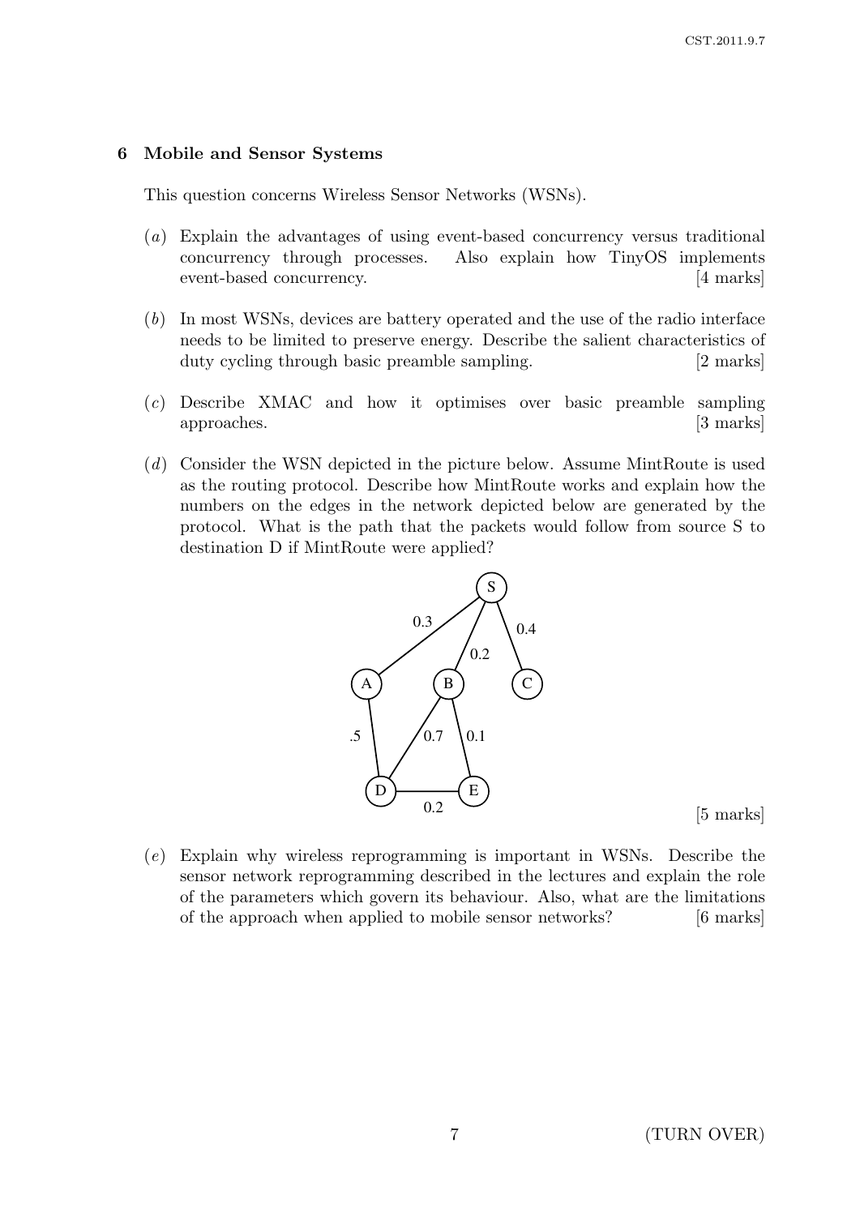## 6 Mobile and Sensor Systems

This question concerns Wireless Sensor Networks (WSNs).

(*a*) Explain the advantages of using event-based concurrency versus traditional concurrency through processes. Also explain how TinyOS implements event-based concurrency. [4 marks]

(*b*) In most WSNs, devices are battery operated and the use of the radio interface needs to be limited to preserve energy. Describe the salient characteristics of duty cycling through basic preamble sampling. [2 marks]

(*c*) Describe XMAC and how it optimises over basic preamble sampling approaches. [3 marks]

(*d*) Consider the WSN depicted in the picture below. Assume MintRoute is used as the routing protocol. Describe how MintRoute works and explain how the numbers on the edges in the network depicted below are generated by the protocol. What is the path that the packets would follow from source S to destination D if MintRoute were applied?

Edges: S–A 0.3, S–B 0.2, S–C 0.4, A–D .5, B–D 0.7, B–E 0.1, D–E 0.2

[5 marks]

(*e*) Explain why wireless reprogramming is important in WSNs. Describe the sensor network reprogramming described in the lectures and explain the role of the parameters which govern its behaviour. Also, what are the limitations of the approach when applied to mobile sensor networks? [6 marks]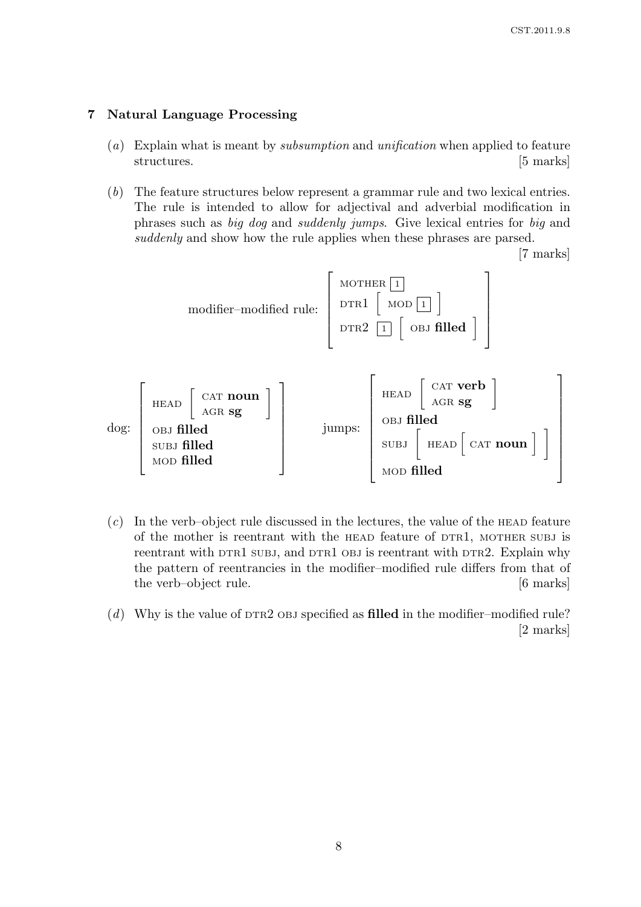## 7 Natural Language Processing

(*a*) Explain what is meant by *subsumption* and *unification* when applied to feature structures. [5 marks]

(*b*) The feature structures below represent a grammar rule and two lexical entries. The rule is intended to allow for adjectival and adverbial modification in phrases such as *big dog* and *suddenly jumps*. Give lexical entries for *big* and *suddenly* and show how the rule applies when these phrases are parsed. [7 marks]

modifier–modified rule:

$$\begin{bmatrix} \text{MOTHER } \boxed{1} \\ \text{DTR1 } \begin{bmatrix} \text{MOD } \boxed{1} \end{bmatrix} \\ \text{DTR2 } \boxed{1} \begin{bmatrix} \text{OBJ } \textbf{filled} \end{bmatrix} \end{bmatrix}$$

dog:

$$\begin{bmatrix} \text{HEAD } \begin{bmatrix} \text{CAT } \textbf{noun} \\ \text{AGR } \textbf{sg} \end{bmatrix} \\ \text{OBJ } \textbf{filled} \\ \text{SUBJ } \textbf{filled} \\ \text{MOD } \textbf{filled} \end{bmatrix}$$

jumps:

$$\begin{bmatrix} \text{HEAD } \begin{bmatrix} \text{CAT } \textbf{verb} \\ \text{AGR } \textbf{sg} \end{bmatrix} \\ \text{OBJ } \textbf{filled} \\ \text{SUBJ } \begin{bmatrix} \text{HEAD } \begin{bmatrix} \text{CAT } \textbf{noun} \end{bmatrix} \end{bmatrix} \\ \text{MOD } \textbf{filled} \end{bmatrix}$$

(*c*) In the verb–object rule discussed in the lectures, the value of the HEAD feature of the mother is reentrant with the HEAD feature of DTR1, MOTHER SUBJ is reentrant with DTR1 SUBJ, and DTR1 OBJ is reentrant with DTR2. Explain why the pattern of reentrancies in the modifier–modified rule differs from that of the verb–object rule. [6 marks]

(*d*) Why is the value of DTR2 OBJ specified as **filled** in the modifier–modified rule? [2 marks]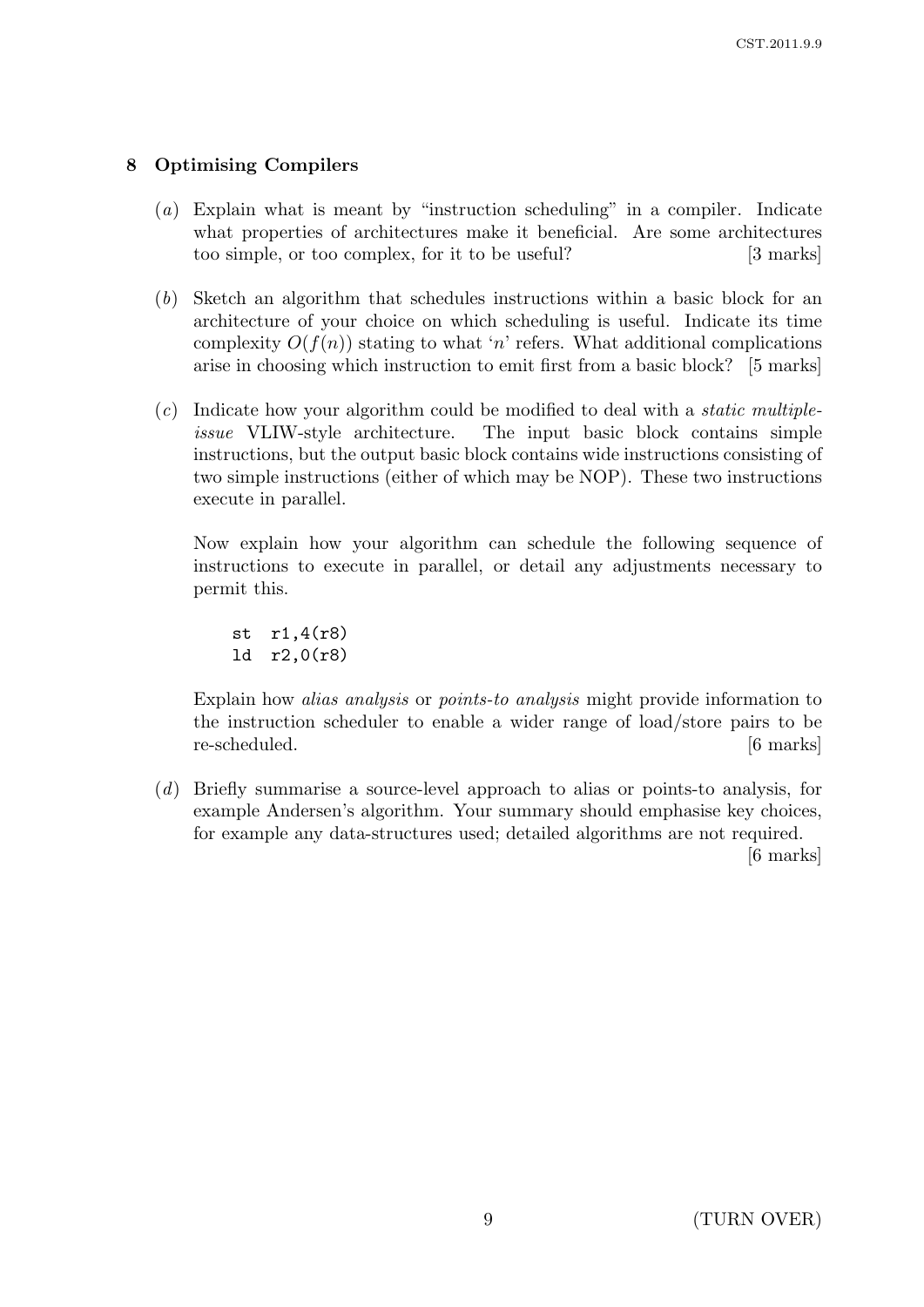## 8 Optimising Compilers

(*a*) Explain what is meant by "instruction scheduling" in a compiler. Indicate what properties of architectures make it beneficial. Are some architectures too simple, or too complex, for it to be useful? [3 marks]

(*b*) Sketch an algorithm that schedules instructions within a basic block for an architecture of your choice on which scheduling is useful. Indicate its time complexity $O(f(n))$ stating to what '$n$' refers. What additional complications arise in choosing which instruction to emit first from a basic block? [5 marks]

(*c*) Indicate how your algorithm could be modified to deal with a *static multiple-issue* VLIW-style architecture. The input basic block contains simple instructions, but the output basic block contains wide instructions consisting of two simple instructions (either of which may be NOP). These two instructions execute in parallel.

Now explain how your algorithm can schedule the following sequence of instructions to execute in parallel, or detail any adjustments necessary to permit this.

```
st  r1,4(r8)
ld  r2,0(r8)
```

Explain how *alias analysis* or *points-to analysis* might provide information to the instruction scheduler to enable a wider range of load/store pairs to be re-scheduled. [6 marks]

(*d*) Briefly summarise a source-level approach to alias or points-to analysis, for example Andersen's algorithm. Your summary should emphasise key choices, for example any data-structures used; detailed algorithms are not required. [6 marks]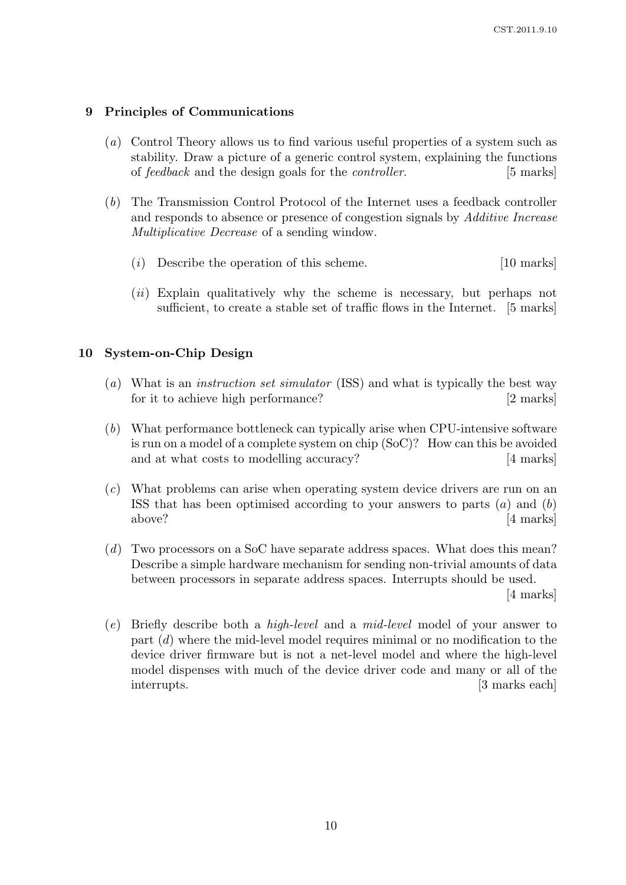## 9 Principles of Communications

(*a*) Control Theory allows us to find various useful properties of a system such as stability. Draw a picture of a generic control system, explaining the functions of *feedback* and the design goals for the *controller*. [5 marks]

(*b*) The Transmission Control Protocol of the Internet uses a feedback controller and responds to absence or presence of congestion signals by *Additive Increase Multiplicative Decrease* of a sending window.

(*i*) Describe the operation of this scheme. [10 marks]

(*ii*) Explain qualitatively why the scheme is necessary, but perhaps not sufficient, to create a stable set of traffic flows in the Internet. [5 marks]

## 10 System-on-Chip Design

(*a*) What is an *instruction set simulator* (ISS) and what is typically the best way for it to achieve high performance? [2 marks]

(*b*) What performance bottleneck can typically arise when CPU-intensive software is run on a model of a complete system on chip (SoC)? How can this be avoided and at what costs to modelling accuracy? [4 marks]

(*c*) What problems can arise when operating system device drivers are run on an ISS that has been optimised according to your answers to parts (*a*) and (*b*) above? [4 marks]

(*d*) Two processors on a SoC have separate address spaces. What does this mean? Describe a simple hardware mechanism for sending non-trivial amounts of data between processors in separate address spaces. Interrupts should be used. [4 marks]

(*e*) Briefly describe both a *high-level* and a *mid-level* model of your answer to part (*d*) where the mid-level model requires minimal or no modification to the device driver firmware but is not a net-level model and where the high-level model dispenses with much of the device driver code and many or all of the interrupts. [3 marks each]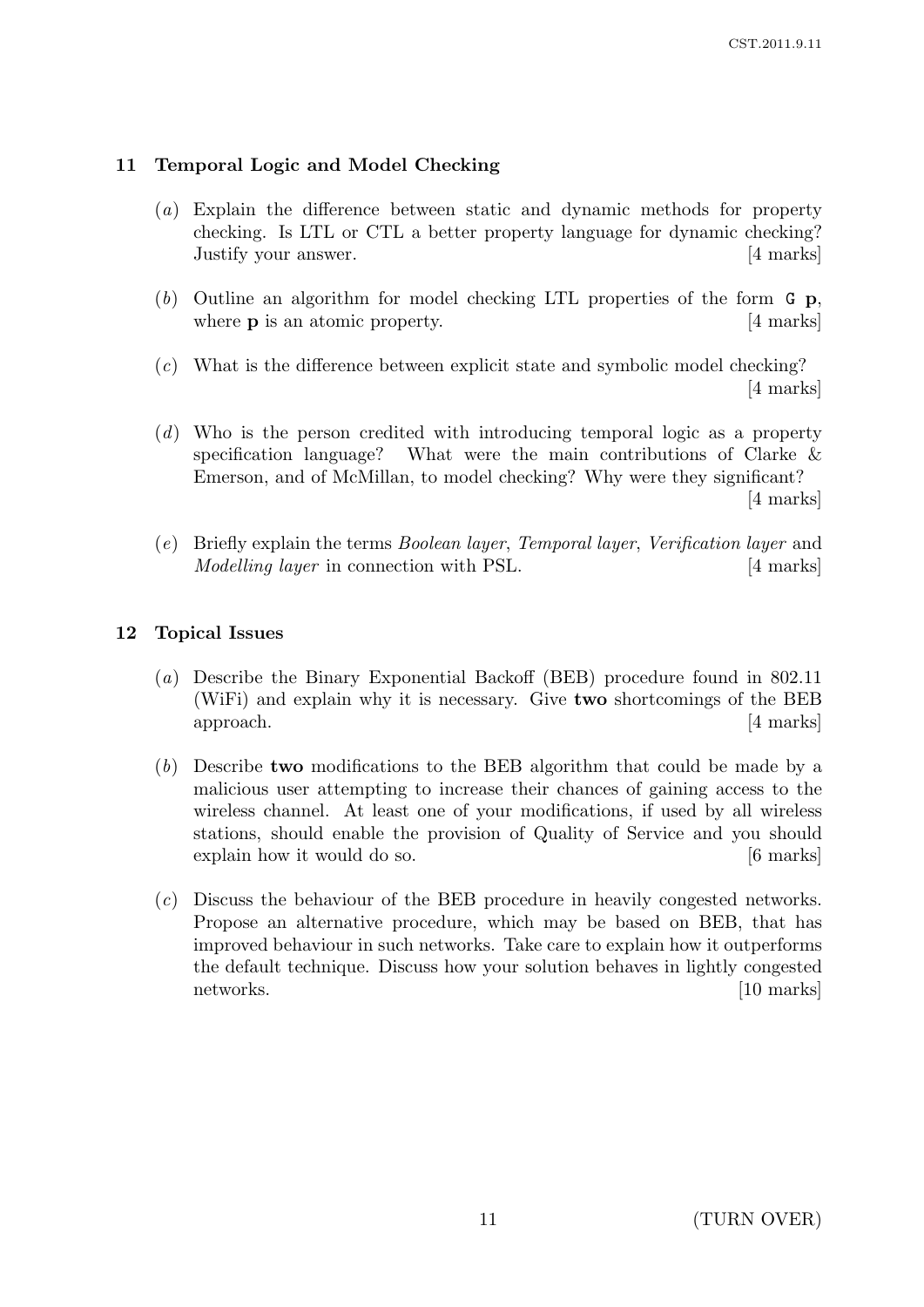## 11 Temporal Logic and Model Checking

(*a*) Explain the difference between static and dynamic methods for property checking. Is LTL or CTL a better property language for dynamic checking? Justify your answer. [4 marks]

(*b*) Outline an algorithm for model checking LTL properties of the form `G` **p**, where **p** is an atomic property. [4 marks]

(*c*) What is the difference between explicit state and symbolic model checking? [4 marks]

(*d*) Who is the person credited with introducing temporal logic as a property specification language? What were the main contributions of Clarke & Emerson, and of McMillan, to model checking? Why were they significant? [4 marks]

(*e*) Briefly explain the terms *Boolean layer*, *Temporal layer*, *Verification layer* and *Modelling layer* in connection with PSL. [4 marks]

## 12 Topical Issues

(*a*) Describe the Binary Exponential Backoff (BEB) procedure found in 802.11 (WiFi) and explain why it is necessary. Give **two** shortcomings of the BEB approach. [4 marks]

(*b*) Describe **two** modifications to the BEB algorithm that could be made by a malicious user attempting to increase their chances of gaining access to the wireless channel. At least one of your modifications, if used by all wireless stations, should enable the provision of Quality of Service and you should explain how it would do so. [6 marks]

(*c*) Discuss the behaviour of the BEB procedure in heavily congested networks. Propose an alternative procedure, which may be based on BEB, that has improved behaviour in such networks. Take care to explain how it outperforms the default technique. Discuss how your solution behaves in lightly congested networks. [10 marks]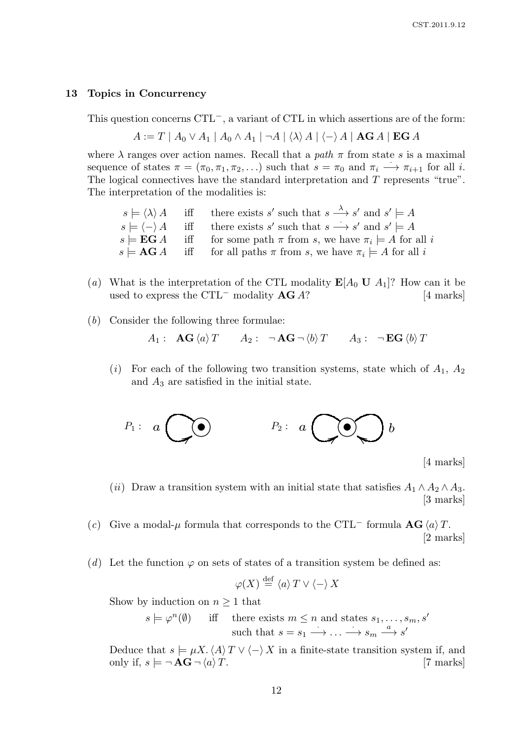## 13 Topics in Concurrency

This question concerns CTL$^-$, a variant of CTL in which assertions are of the form:

$$A := T \mid A_0 \vee A_1 \mid A_0 \wedge A_1 \mid \neg A \mid \langle\lambda\rangle\, A \mid \langle -\rangle\, A \mid \mathbf{AG}\, A \mid \mathbf{EG}\, A$$

where $\lambda$ ranges over action names. Recall that a *path* $\pi$ from state $s$ is a maximal sequence of states $\pi = (\pi_0, \pi_1, \pi_2, \ldots)$ such that $s = \pi_0$ and $\pi_i \stackrel{\cdot}{\longrightarrow} \pi_{i+1}$ for all $i$. The logical connectives have the standard interpretation and $T$ represents "true". The interpretation of the modalities is:

| | | |
|---|---|---|
| $s \models \langle\lambda\rangle\, A$ | iff | there exists $s'$ such that $s \stackrel{\lambda}{\longrightarrow} s'$ and $s' \models A$ |
| $s \models \langle -\rangle\, A$ | iff | there exists $s'$ such that $s \stackrel{\cdot}{\longrightarrow} s'$ and $s' \models A$ |
| $s \models \mathbf{EG}\, A$ | iff | for some path $\pi$ from $s$, we have $\pi_i \models A$ for all $i$ |
| $s \models \mathbf{AG}\, A$ | iff | for all paths $\pi$ from $s$, we have $\pi_i \models A$ for all $i$ |

(*a*) What is the interpretation of the CTL modality $\mathbf{E}[A_0\ \mathbf{U}\ A_1]$? How can it be used to express the CTL$^-$ modality $\mathbf{AG}\, A$? [4 marks]

(*b*) Consider the following three formulae:

$$A_1: \ \ \mathbf{AG}\,\langle a\rangle\, T \qquad A_2: \ \ \neg\,\mathbf{AG}\,\neg\,\langle b\rangle\, T \qquad A_3: \ \ \neg\,\mathbf{EG}\,\langle b\rangle\, T$$

(*i*) For each of the following two transition systems, state which of $A_1$, $A_2$ and $A_3$ are satisfied in the initial state.

$P_1$: a single state with an $a$-labelled self-loop. $\qquad$ $P_2$: a single state with an $a$-labelled self-loop and a $b$-labelled self-loop.

[4 marks]

(*ii*) Draw a transition system with an initial state that satisfies $A_1 \wedge A_2 \wedge A_3$. [3 marks]

(*c*) Give a modal-$\mu$ formula that corresponds to the CTL$^-$ formula $\mathbf{AG}\,\langle a\rangle\, T$. [2 marks]

(*d*) Let the function $\varphi$ on sets of states of a transition system be defined as:

$$\varphi(X) \stackrel{\text{def}}{=} \langle a\rangle\, T \vee \langle -\rangle\, X$$

Show by induction on $n \geq 1$ that

$$s \models \varphi^n(\emptyset) \quad \text{iff} \quad \text{there exists } m \leq n \text{ and states } s_1, \ldots, s_m, s' \text{ such that } s = s_1 \stackrel{\cdot}{\longrightarrow} \ldots \stackrel{\cdot}{\longrightarrow} s_m \stackrel{a}{\longrightarrow} s'$$

Deduce that $s \models \mu X.\, \langle A\rangle\, T \vee \langle -\rangle\, X$ in a finite-state transition system if, and only if, $s \models \neg\,\mathbf{AG}\,\neg\,\langle a\rangle\, T$. [7 marks]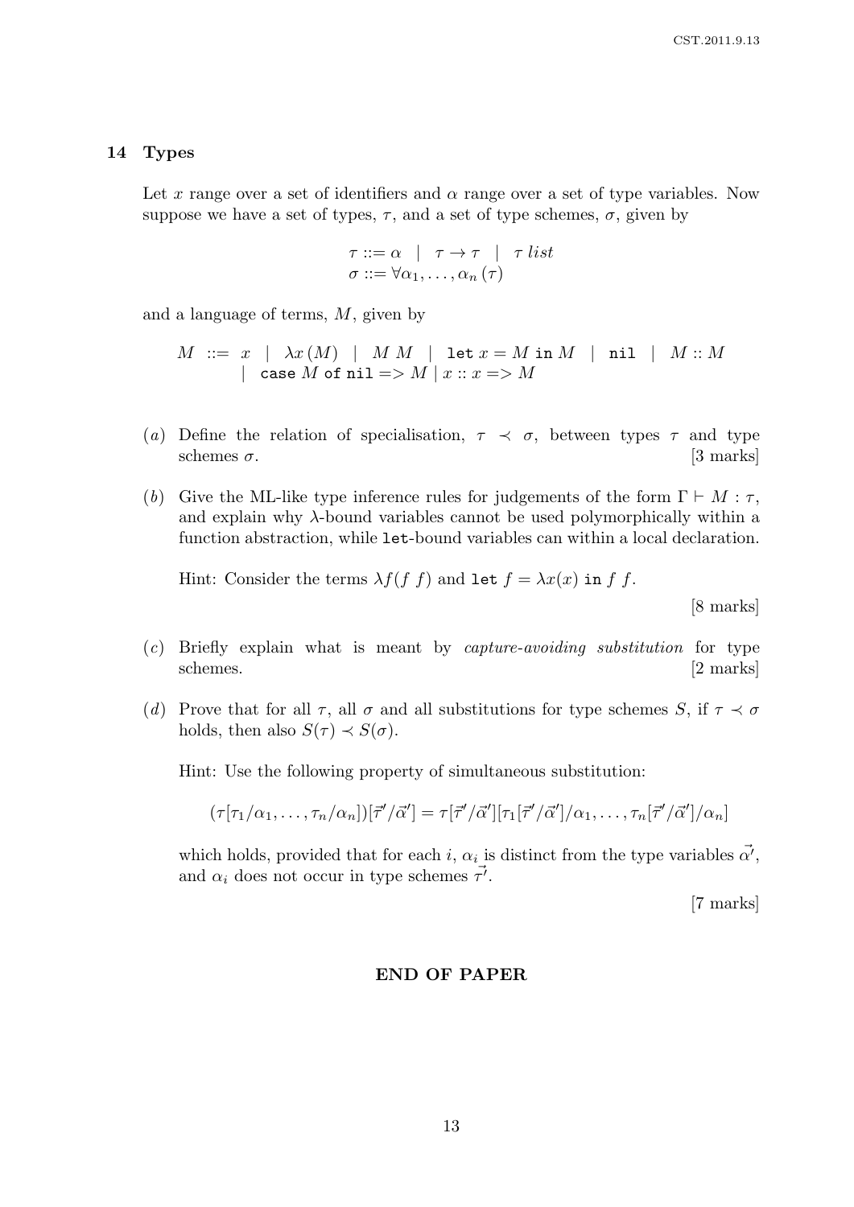## 14 Types

Let $x$ range over a set of identifiers and $\alpha$ range over a set of type variables. Now suppose we have a set of types, $\tau$, and a set of type schemes, $\sigma$, given by

$$\tau ::= \alpha \;\mid\; \tau \to \tau \;\mid\; \tau\; list$$
$$\sigma ::= \forall \alpha_1, \ldots, \alpha_n\, (\tau)$$

and a language of terms, $M$, given by

$$M \;::=\; x \;\mid\; \lambda x\,(M) \;\mid\; M\;M \;\mid\; \texttt{let}\; x = M \;\texttt{in}\; M \;\mid\; \texttt{nil} \;\mid\; M :: M$$
$$\mid\;\; \texttt{case}\; M \;\texttt{of nil} \Rightarrow M \mid x :: x \Rightarrow M$$

(*a*) Define the relation of specialisation, $\tau \prec \sigma$, between types $\tau$ and type schemes $\sigma$. [3 marks]

(*b*) Give the ML-like type inference rules for judgements of the form $\Gamma \vdash M : \tau$, and explain why $\lambda$-bound variables cannot be used polymorphically within a function abstraction, while `let`-bound variables can within a local declaration.

Hint: Consider the terms $\lambda f(f\;f)$ and $\texttt{let}\; f = \lambda x(x) \;\texttt{in}\; f\; f$.

[8 marks]

(*c*) Briefly explain what is meant by *capture-avoiding substitution* for type schemes. [2 marks]

(*d*) Prove that for all $\tau$, all $\sigma$ and all substitutions for type schemes $S$, if $\tau \prec \sigma$ holds, then also $S(\tau) \prec S(\sigma)$.

Hint: Use the following property of simultaneous substitution:

$$(\tau[\tau_1/\alpha_1, \ldots, \tau_n/\alpha_n])[\vec{\tau}'/\vec{\alpha}'] = \tau[\vec{\tau}'/\vec{\alpha}'][\tau_1[\vec{\tau}'/\vec{\alpha}']/\alpha_1, \ldots, \tau_n[\vec{\tau}'/\vec{\alpha}']/\alpha_n]$$

which holds, provided that for each $i$, $\alpha_i$ is distinct from the type variables $\vec{\alpha}'$, and $\alpha_i$ does not occur in type schemes $\vec{\tau}'$.

[7 marks]

**END OF PAPER**